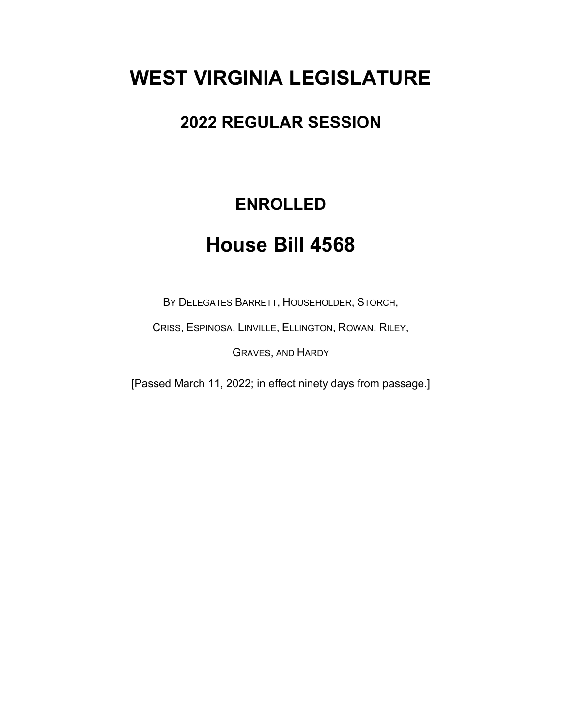# WEST VIRGINIA LEGISLATURE

## 2022 REGULAR SESSION

## ENROLLED

# House Bill 4568

BY DELEGATES BARRETT, HOUSEHOLDER, STORCH,

CRISS, ESPINOSA, LINVILLE, ELLINGTON, ROWAN, RILEY,

GRAVES, AND HARDY

[Passed March 11, 2022; in effect ninety days from passage.]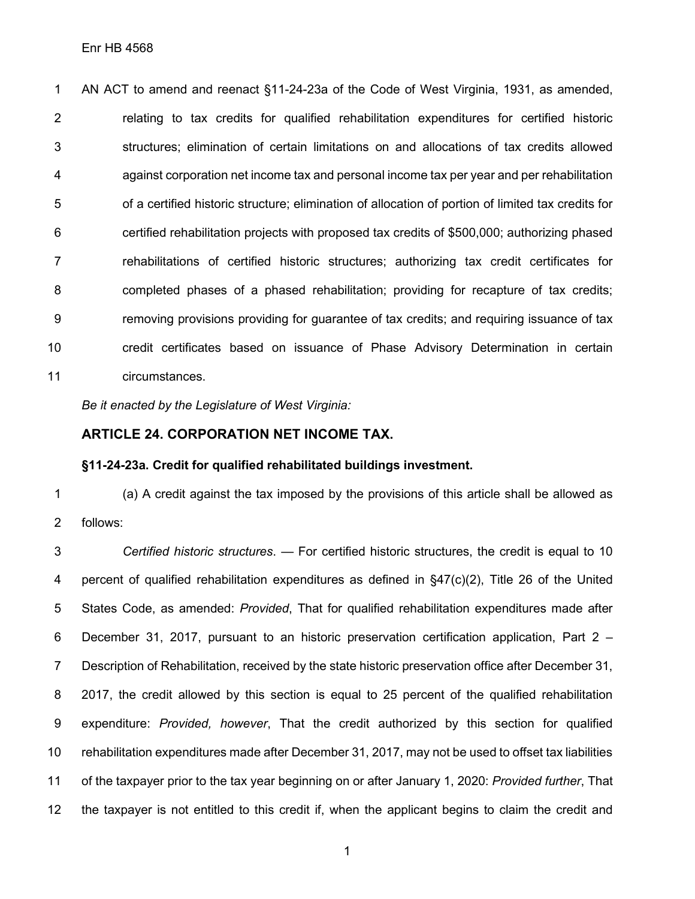Enr HB 4568

AN ACT to amend and reenact §11-24-23a of the Code of West Virginia, 1931, as amended, relating to tax credits for qualified rehabilitation expenditures for certified historic structures; elimination of certain limitations on and allocations of tax credits allowed against corporation net income tax and personal income tax per year and per rehabilitation of a certified historic structure; elimination of allocation of portion of limited tax credits for certified rehabilitation projects with proposed tax credits of $500,000; authorizing phased rehabilitations of certified historic structures; authorizing tax credit certificates for completed phases of a phased rehabilitation; providing for recapture of tax credits; removing provisions providing for guarantee of tax credits; and requiring issuance of tax credit certificates based on issuance of Phase Advisory Determination in certain circumstances.

*Be it enacted by the Legislature of West Virginia:*

## ARTICLE 24. CORPORATION NET INCOME TAX.

### §11-24-23a. Credit for qualified rehabilitated buildings investment.

(a) A credit against the tax imposed by the provisions of this article shall be allowed as follows:

*Certified historic structures*. — For certified historic structures, the credit is equal to 10 percent of qualified rehabilitation expenditures as defined in §47(c)(2), Title 26 of the United States Code, as amended: *Provided*, That for qualified rehabilitation expenditures made after December 31, 2017, pursuant to an historic preservation certification application, Part 2 – Description of Rehabilitation, received by the state historic preservation office after December 31, 2017, the credit allowed by this section is equal to 25 percent of the qualified rehabilitation expenditure: *Provided, however*, That the credit authorized by this section for qualified rehabilitation expenditures made after December 31, 2017, may not be used to offset tax liabilities of the taxpayer prior to the tax year beginning on or after January 1, 2020: *Provided further*, That the taxpayer is not entitled to this credit if, when the applicant begins to claim the credit and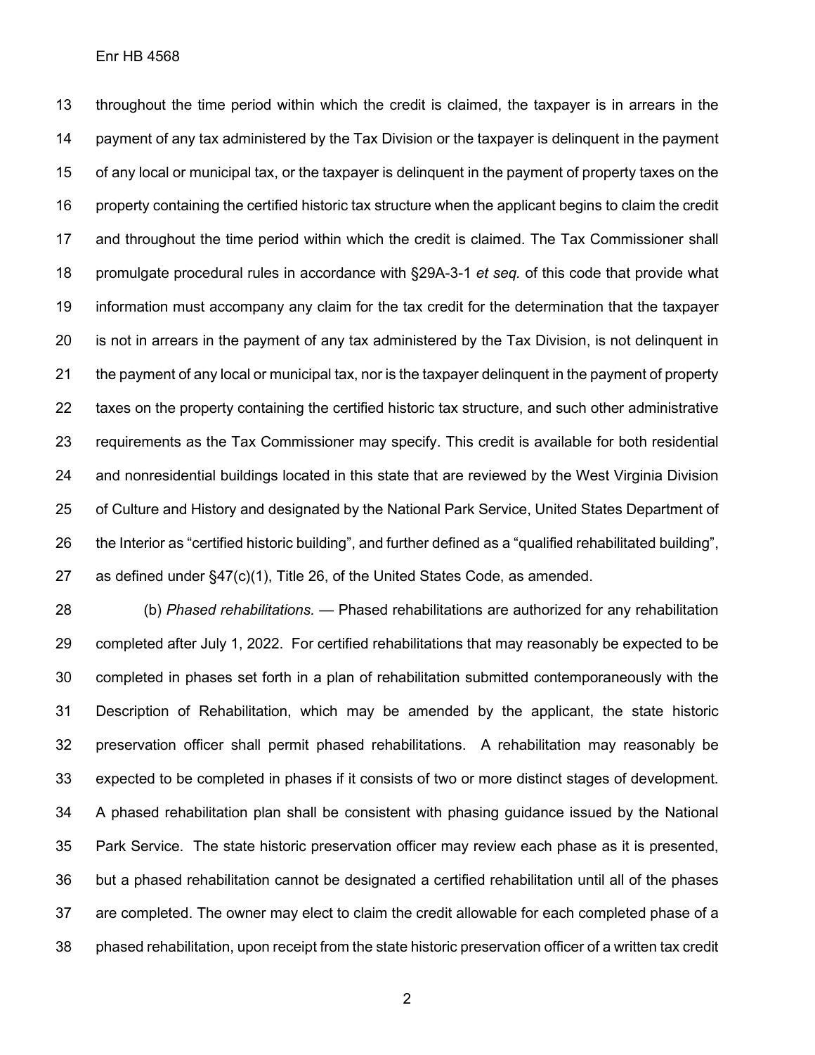throughout the time period within which the credit is claimed, the taxpayer is in arrears in the payment of any tax administered by the Tax Division or the taxpayer is delinquent in the payment of any local or municipal tax, or the taxpayer is delinquent in the payment of property taxes on the property containing the certified historic tax structure when the applicant begins to claim the credit and throughout the time period within which the credit is claimed. The Tax Commissioner shall promulgate procedural rules in accordance with §29A-3-1 *et seq.* of this code that provide what information must accompany any claim for the tax credit for the determination that the taxpayer is not in arrears in the payment of any tax administered by the Tax Division, is not delinquent in the payment of any local or municipal tax, nor is the taxpayer delinquent in the payment of property taxes on the property containing the certified historic tax structure, and such other administrative requirements as the Tax Commissioner may specify. This credit is available for both residential and nonresidential buildings located in this state that are reviewed by the West Virginia Division of Culture and History and designated by the National Park Service, United States Department of the Interior as "certified historic building", and further defined as a "qualified rehabilitated building", as defined under §47(c)(1), Title 26, of the United States Code, as amended.

(b) *Phased rehabilitations.* — Phased rehabilitations are authorized for any rehabilitation completed after July 1, 2022. For certified rehabilitations that may reasonably be expected to be completed in phases set forth in a plan of rehabilitation submitted contemporaneously with the Description of Rehabilitation, which may be amended by the applicant, the state historic preservation officer shall permit phased rehabilitations. A rehabilitation may reasonably be expected to be completed in phases if it consists of two or more distinct stages of development. A phased rehabilitation plan shall be consistent with phasing guidance issued by the National Park Service. The state historic preservation officer may review each phase as it is presented, but a phased rehabilitation cannot be designated a certified rehabilitation until all of the phases are completed. The owner may elect to claim the credit allowable for each completed phase of a phased rehabilitation, upon receipt from the state historic preservation officer of a written tax credit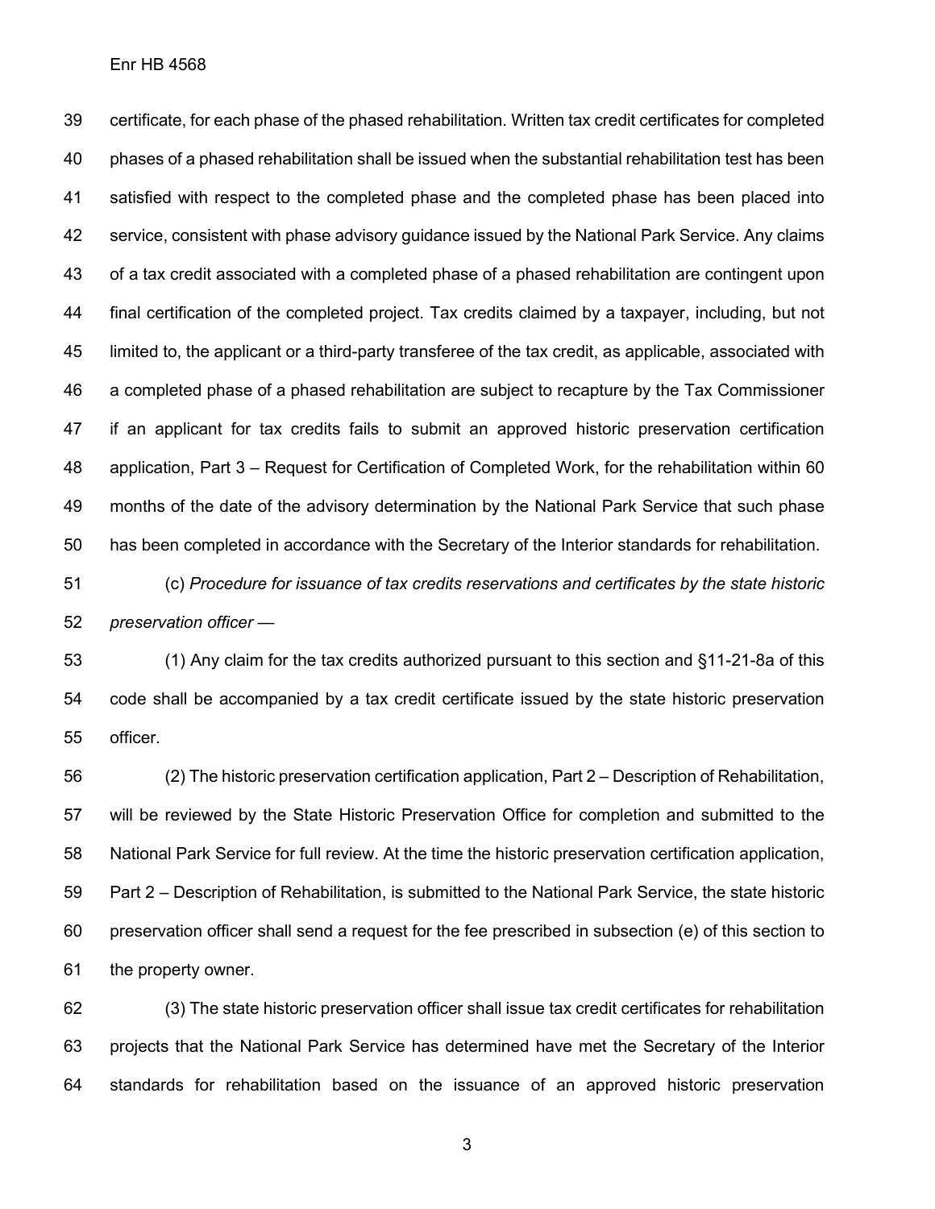certificate, for each phase of the phased rehabilitation. Written tax credit certificates for completed phases of a phased rehabilitation shall be issued when the substantial rehabilitation test has been satisfied with respect to the completed phase and the completed phase has been placed into service, consistent with phase advisory guidance issued by the National Park Service. Any claims of a tax credit associated with a completed phase of a phased rehabilitation are contingent upon final certification of the completed project. Tax credits claimed by a taxpayer, including, but not limited to, the applicant or a third-party transferee of the tax credit, as applicable, associated with a completed phase of a phased rehabilitation are subject to recapture by the Tax Commissioner if an applicant for tax credits fails to submit an approved historic preservation certification application, Part 3 – Request for Certification of Completed Work, for the rehabilitation within 60 months of the date of the advisory determination by the National Park Service that such phase has been completed in accordance with the Secretary of the Interior standards for rehabilitation.

(c) *Procedure for issuance of tax credits reservations and certificates by the state historic preservation officer* —

(1) Any claim for the tax credits authorized pursuant to this section and §11-21-8a of this code shall be accompanied by a tax credit certificate issued by the state historic preservation officer.

(2) The historic preservation certification application, Part 2 – Description of Rehabilitation, will be reviewed by the State Historic Preservation Office for completion and submitted to the National Park Service for full review. At the time the historic preservation certification application, Part 2 – Description of Rehabilitation, is submitted to the National Park Service, the state historic preservation officer shall send a request for the fee prescribed in subsection (e) of this section to the property owner.

(3) The state historic preservation officer shall issue tax credit certificates for rehabilitation projects that the National Park Service has determined have met the Secretary of the Interior standards for rehabilitation based on the issuance of an approved historic preservation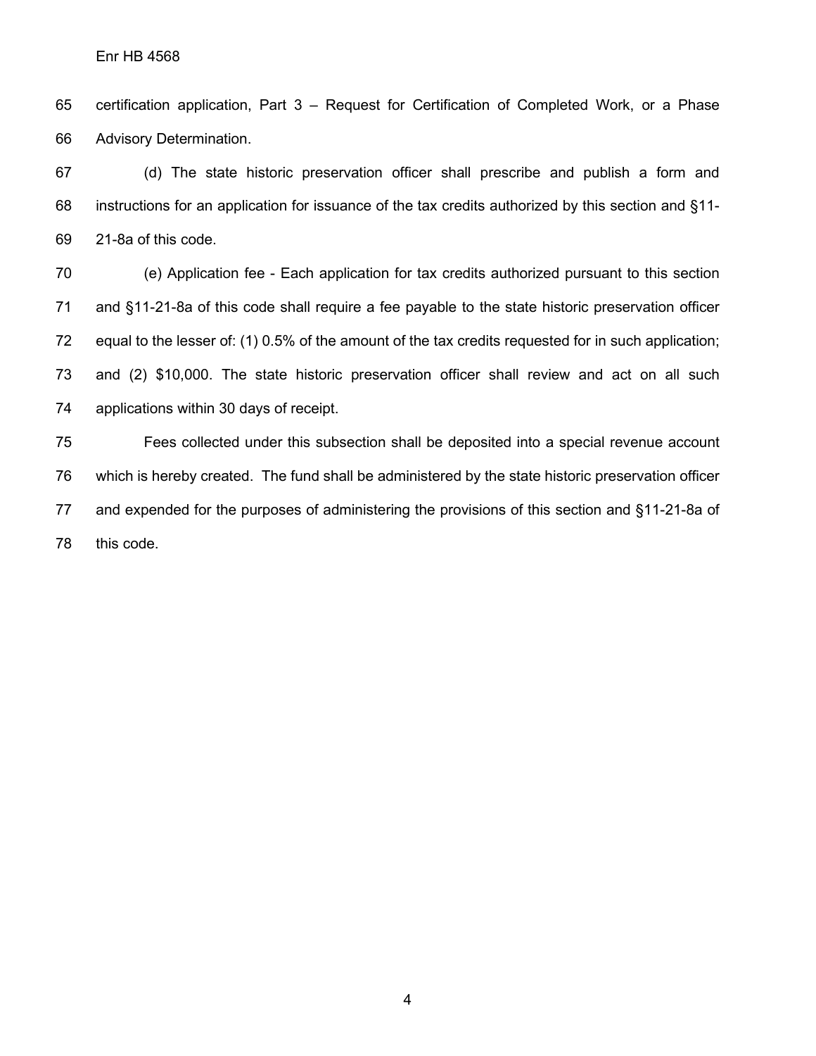certification application, Part 3 – Request for Certification of Completed Work, or a Phase Advisory Determination.

(d) The state historic preservation officer shall prescribe and publish a form and instructions for an application for issuance of the tax credits authorized by this section and §11-21-8a of this code.

(e) Application fee - Each application for tax credits authorized pursuant to this section and §11-21-8a of this code shall require a fee payable to the state historic preservation officer equal to the lesser of: (1) 0.5% of the amount of the tax credits requested for in such application; and (2) $10,000. The state historic preservation officer shall review and act on all such applications within 30 days of receipt.

Fees collected under this subsection shall be deposited into a special revenue account which is hereby created. The fund shall be administered by the state historic preservation officer and expended for the purposes of administering the provisions of this section and §11-21-8a of this code.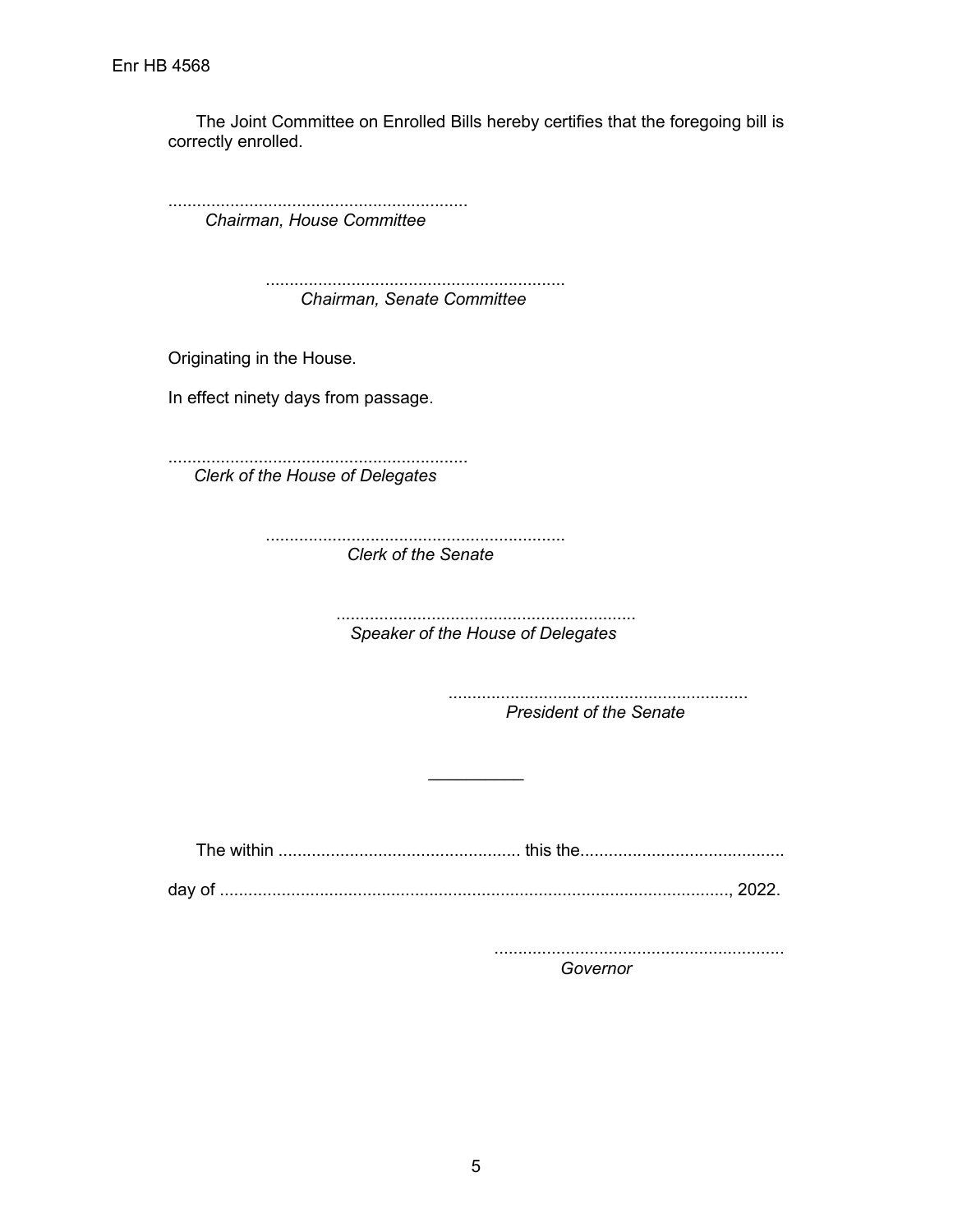The Joint Committee on Enrolled Bills hereby certifies that the foregoing bill is correctly enrolled.

...............................................................
*Chairman, House Committee*

...............................................................
*Chairman, Senate Committee*

Originating in the House.

In effect ninety days from passage.

...............................................................
*Clerk of the House of Delegates*

...............................................................
*Clerk of the Senate*

...............................................................
*Speaker of the House of Delegates*

...............................................................
*President of the Senate*

__________

The within .................................................. this the..........................................

day of .........................................................................................................., 2022.

.............................................................
*Governor*